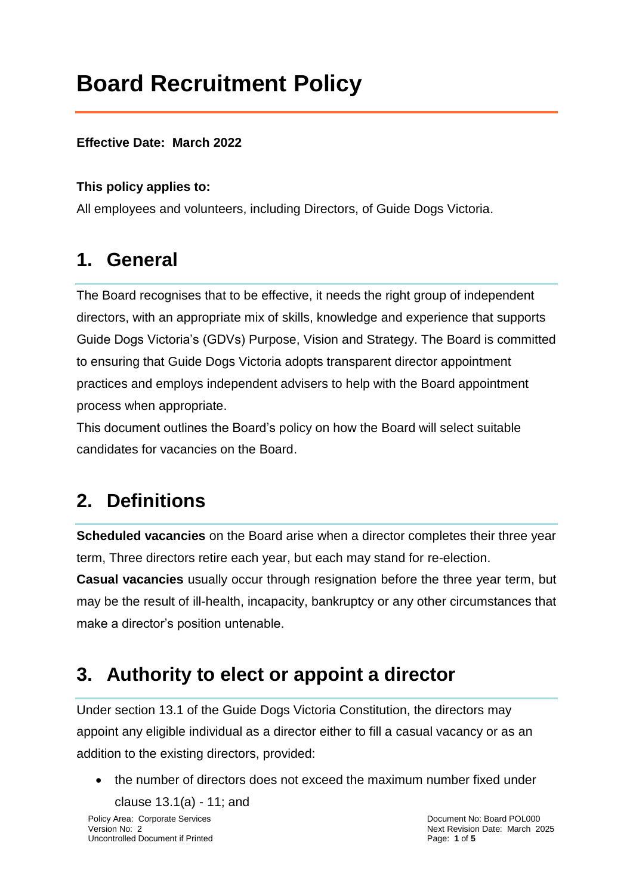# Board Recruitment Policy

**Effective Date: March 2022**

**This policy applies to:**

All employees and volunteers, including Directors, of Guide Dogs Victoria.

## 1. General

The Board recognises that to be effective, it needs the right group of independent directors, with an appropriate mix of skills, knowledge and experience that supports Guide Dogs Victoria's (GDVs) Purpose, Vision and Strategy. The Board is committed to ensuring that Guide Dogs Victoria adopts transparent director appointment practices and employs independent advisers to help with the Board appointment process when appropriate.

This document outlines the Board's policy on how the Board will select suitable candidates for vacancies on the Board.

## 2. Definitions

**Scheduled vacancies** on the Board arise when a director completes their three year term, Three directors retire each year, but each may stand for re-election.

**Casual vacancies** usually occur through resignation before the three year term, but may be the result of ill-health, incapacity, bankruptcy or any other circumstances that make a director's position untenable.

## 3. Authority to elect or appoint a director

Under section 13.1 of the Guide Dogs Victoria Constitution, the directors may appoint any eligible individual as a director either to fill a casual vacancy or as an addition to the existing directors, provided:

- the number of directors does not exceed the maximum number fixed under clause 13.1(a) - 11; and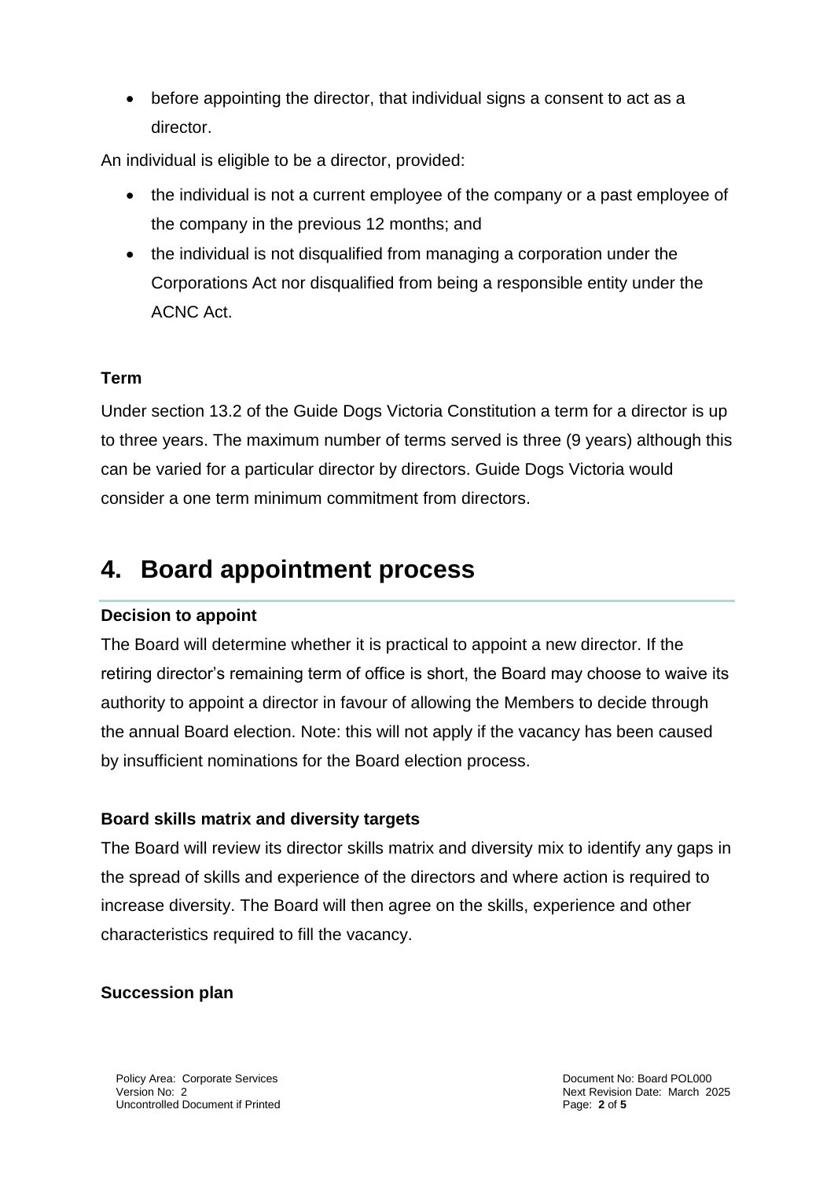- before appointing the director, that individual signs a consent to act as a director.

An individual is eligible to be a director, provided:

- the individual is not a current employee of the company or a past employee of the company in the previous 12 months; and
- the individual is not disqualified from managing a corporation under the Corporations Act nor disqualified from being a responsible entity under the ACNC Act.

**Term**

Under section 13.2 of the Guide Dogs Victoria Constitution a term for a director is up to three years. The maximum number of terms served is three (9 years) although this can be varied for a particular director by directors. Guide Dogs Victoria would consider a one term minimum commitment from directors.

# 4. Board appointment process

**Decision to appoint**

The Board will determine whether it is practical to appoint a new director. If the retiring director's remaining term of office is short, the Board may choose to waive its authority to appoint a director in favour of allowing the Members to decide through the annual Board election. Note: this will not apply if the vacancy has been caused by insufficient nominations for the Board election process.

**Board skills matrix and diversity targets**

The Board will review its director skills matrix and diversity mix to identify any gaps in the spread of skills and experience of the directors and where action is required to increase diversity. The Board will then agree on the skills, experience and other characteristics required to fill the vacancy.

**Succession plan**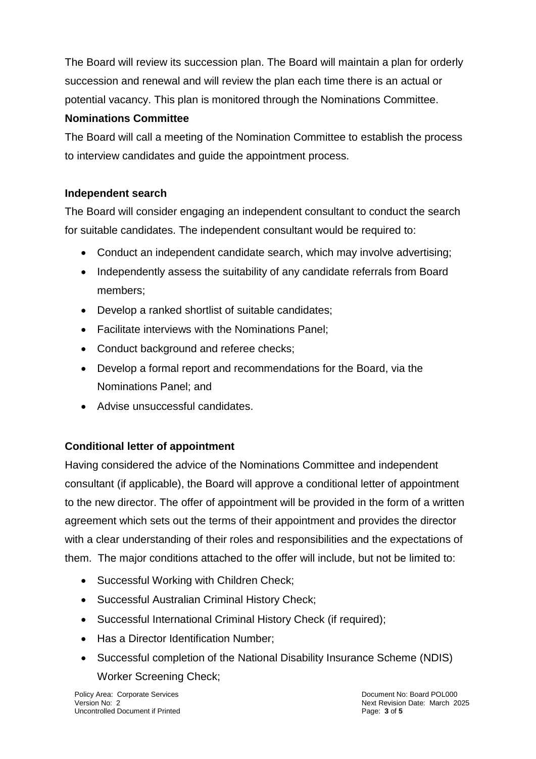The Board will review its succession plan. The Board will maintain a plan for orderly succession and renewal and will review the plan each time there is an actual or potential vacancy. This plan is monitored through the Nominations Committee.

**Nominations Committee**

The Board will call a meeting of the Nomination Committee to establish the process to interview candidates and guide the appointment process.

**Independent search**

The Board will consider engaging an independent consultant to conduct the search for suitable candidates. The independent consultant would be required to:

- Conduct an independent candidate search, which may involve advertising;
- Independently assess the suitability of any candidate referrals from Board members;
- Develop a ranked shortlist of suitable candidates;
- Facilitate interviews with the Nominations Panel;
- Conduct background and referee checks;
- Develop a formal report and recommendations for the Board, via the Nominations Panel; and
- Advise unsuccessful candidates.

**Conditional letter of appointment**

Having considered the advice of the Nominations Committee and independent consultant (if applicable), the Board will approve a conditional letter of appointment to the new director. The offer of appointment will be provided in the form of a written agreement which sets out the terms of their appointment and provides the director with a clear understanding of their roles and responsibilities and the expectations of them. The major conditions attached to the offer will include, but not be limited to:

- Successful Working with Children Check;
- Successful Australian Criminal History Check;
- Successful International Criminal History Check (if required);
- Has a Director Identification Number;
- Successful completion of the National Disability Insurance Scheme (NDIS) Worker Screening Check;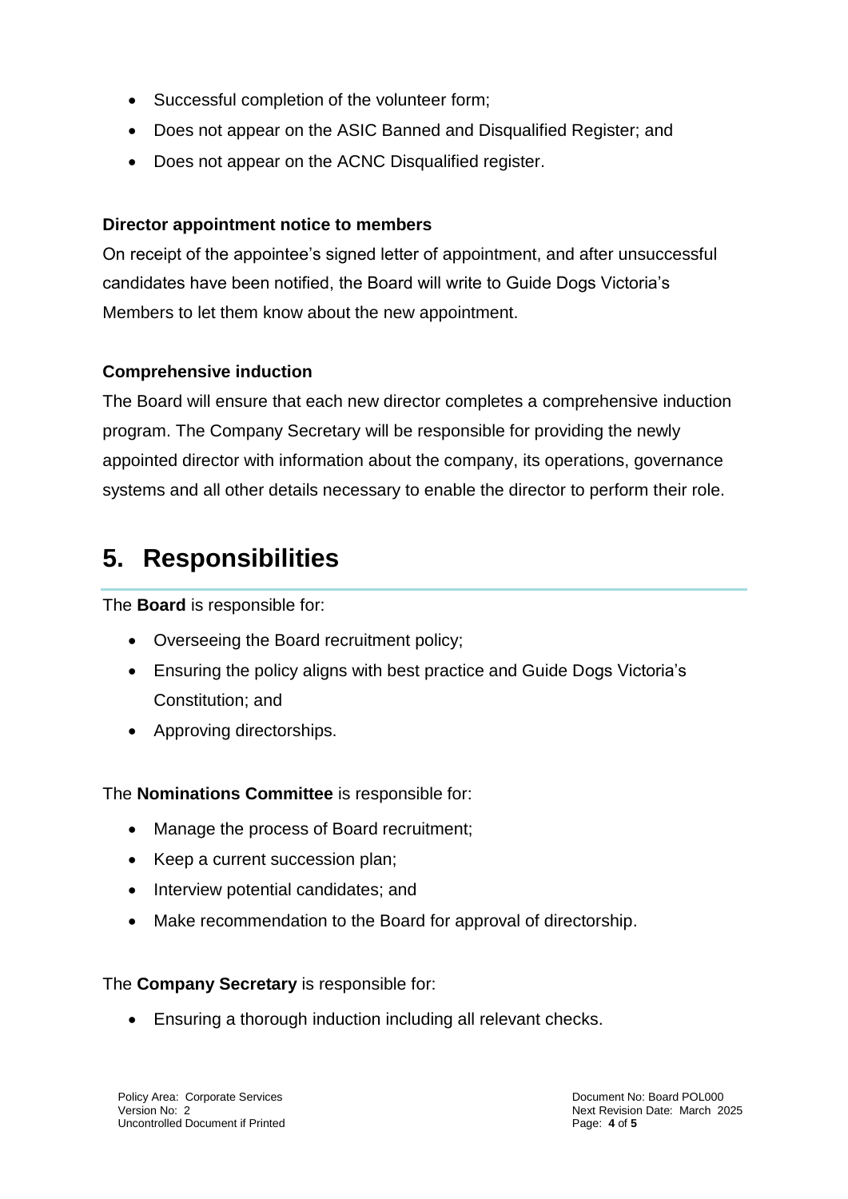- Successful completion of the volunteer form;
- Does not appear on the ASIC Banned and Disqualified Register; and
- Does not appear on the ACNC Disqualified register.

**Director appointment notice to members**

On receipt of the appointee's signed letter of appointment, and after unsuccessful candidates have been notified, the Board will write to Guide Dogs Victoria's Members to let them know about the new appointment.

**Comprehensive induction**

The Board will ensure that each new director completes a comprehensive induction program. The Company Secretary will be responsible for providing the newly appointed director with information about the company, its operations, governance systems and all other details necessary to enable the director to perform their role.

# 5. Responsibilities

The **Board** is responsible for:

- Overseeing the Board recruitment policy;
- Ensuring the policy aligns with best practice and Guide Dogs Victoria's Constitution; and
- Approving directorships.

The **Nominations Committee** is responsible for:

- Manage the process of Board recruitment;
- Keep a current succession plan;
- Interview potential candidates; and
- Make recommendation to the Board for approval of directorship.

The **Company Secretary** is responsible for:

- Ensuring a thorough induction including all relevant checks.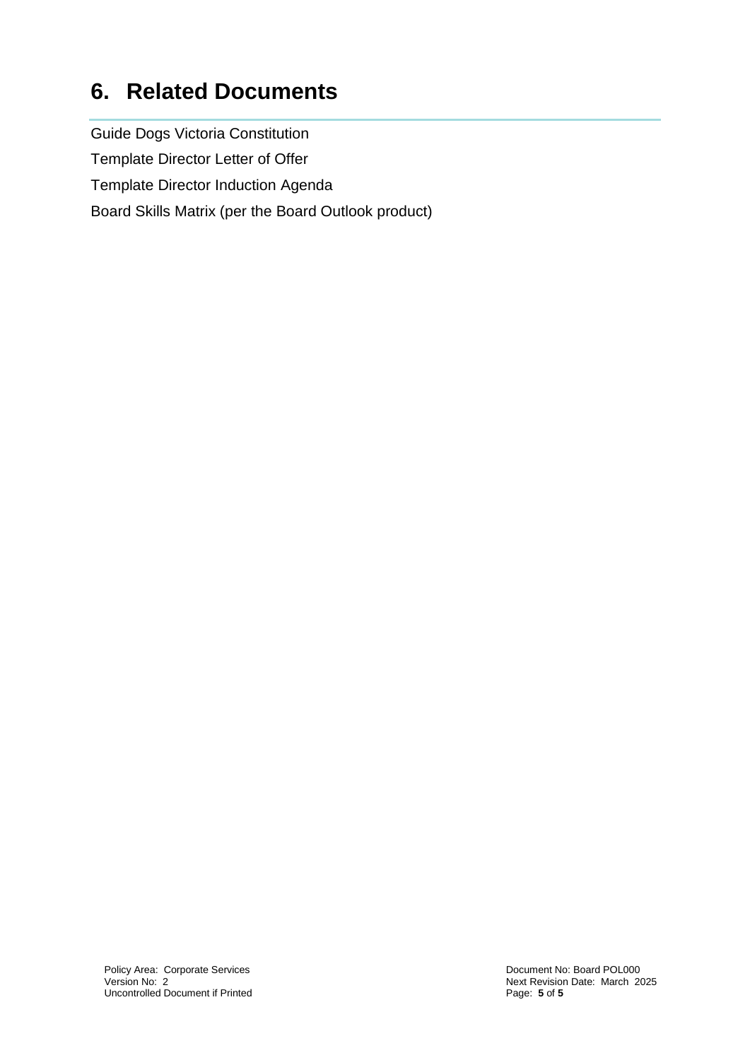# 6. Related Documents

Guide Dogs Victoria Constitution

Template Director Letter of Offer

Template Director Induction Agenda

Board Skills Matrix (per the Board Outlook product)